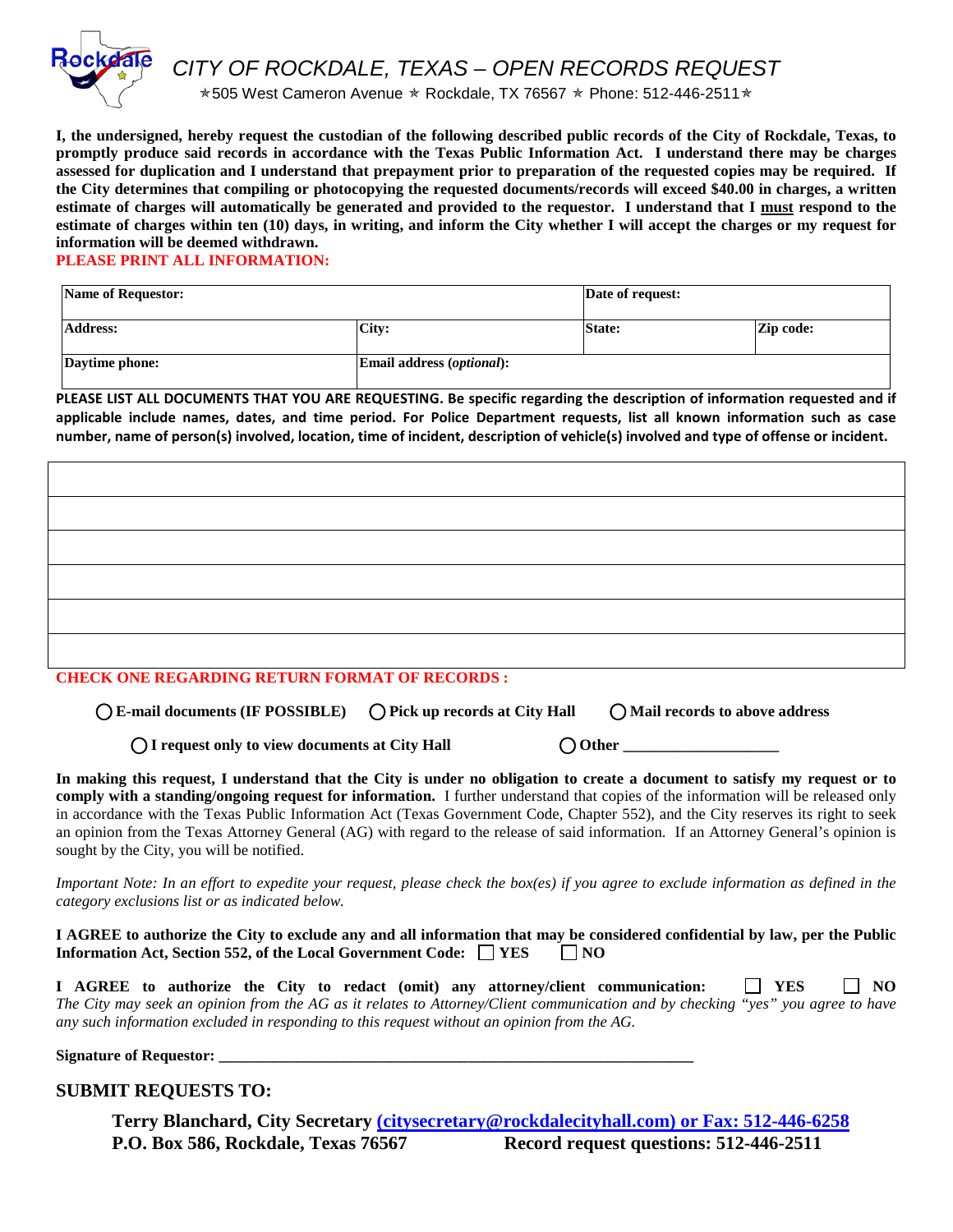# CITY OF ROCKDALE, TEXAS – OPEN RECORDS REQUEST

★505 West Cameron Avenue ★ Rockdale, TX 76567 ★ Phone: 512-446-2511★

**I, the undersigned, hereby request the custodian of the following described public records of the City of Rockdale, Texas, to promptly produce said records in accordance with the Texas Public Information Act. I understand there may be charges assessed for duplication and I understand that prepayment prior to preparation of the requested copies may be required. If the City determines that compiling or photocopying the requested documents/records will exceed $40.00 in charges, a written estimate of charges will automatically be generated and provided to the requestor. I understand that I must respond to the estimate of charges within ten (10) days, in writing, and inform the City whether I will accept the charges or my request for information will be deemed withdrawn.**

**PLEASE PRINT ALL INFORMATION:**

| **Name of Requestor:** | | **Date of request:** | |
|---|---|---|---|
| **Address:** | **City:** | **State:** | **Zip code:** |
| **Daytime phone:** | **Email address (*optional*):** | | |

**PLEASE LIST ALL DOCUMENTS THAT YOU ARE REQUESTING. Be specific regarding the description of information requested and if applicable include names, dates, and time period. For Police Department requests, list all known information such as case number, name of person(s) involved, location, time of incident, description of vehicle(s) involved and type of offense or incident.**

| |
|---|
| |
| |
| |
| |
| |
| |

**CHECK ONE REGARDING RETURN FORMAT OF RECORDS :**

◯ **E-mail documents (IF POSSIBLE)** ◯ **Pick up records at City Hall** ◯ **Mail records to above address**

◯ **I request only to view documents at City Hall** ◯ **Other \_\_\_\_\_\_\_\_\_\_\_\_\_\_\_\_\_\_\_\_**

**In making this request, I understand that the City is under no obligation to create a document to satisfy my request or to comply with a standing/ongoing request for information.** I further understand that copies of the information will be released only in accordance with the Texas Public Information Act (Texas Government Code, Chapter 552), and the City reserves its right to seek an opinion from the Texas Attorney General (AG) with regard to the release of said information. If an Attorney General's opinion is sought by the City, you will be notified.

*Important Note: In an effort to expedite your request, please check the box(es) if you agree to exclude information as defined in the category exclusions list or as indicated below.*

**I AGREE to authorize the City to exclude any and all information that may be considered confidential by law, per the Public Information Act, Section 552, of the Local Government Code:** ☐ **YES** ☐ **NO**

**I AGREE to authorize the City to redact (omit) any attorney/client communication:** ☐ **YES** ☐ **NO**
*The City may seek an opinion from the AG as it relates to Attorney/Client communication and by checking "yes" you agree to have any such information excluded in responding to this request without an opinion from the AG.*

**Signature of Requestor: \_\_\_\_\_\_\_\_\_\_\_\_\_\_\_\_\_\_\_\_\_\_\_\_\_\_\_\_\_\_\_\_\_\_\_\_\_\_\_\_\_\_\_\_\_\_\_\_\_\_\_\_\_\_\_\_\_\_\_\_\_\_**

## SUBMIT REQUESTS TO:

**Terry Blanchard, City Secretary (citysecretary@rockdalecityhall.com) or Fax: 512-446-6258**
**P.O. Box 586, Rockdale, Texas 76567 Record request questions: 512-446-2511**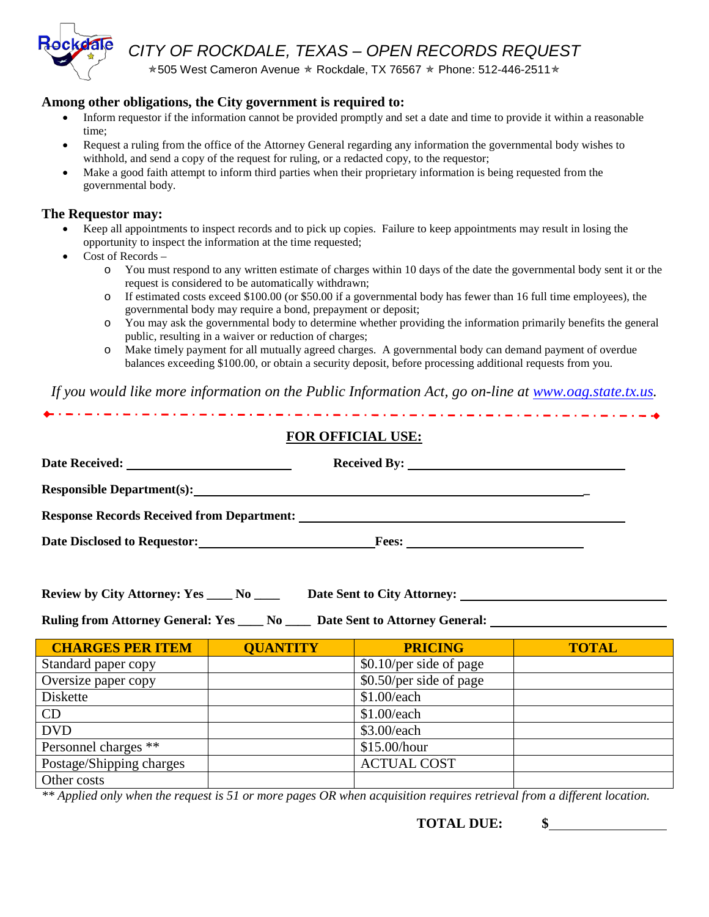# CITY OF ROCKDALE, TEXAS – OPEN RECORDS REQUEST

★505 West Cameron Avenue ★ Rockdale, TX 76567 ★ Phone: 512-446-2511★

### Among other obligations, the City government is required to:

- Inform requestor if the information cannot be provided promptly and set a date and time to provide it within a reasonable time;
- Request a ruling from the office of the Attorney General regarding any information the governmental body wishes to withhold, and send a copy of the request for ruling, or a redacted copy, to the requestor;
- Make a good faith attempt to inform third parties when their proprietary information is being requested from the governmental body.

### The Requestor may:

- Keep all appointments to inspect records and to pick up copies. Failure to keep appointments may result in losing the opportunity to inspect the information at the time requested;
- Cost of Records –
  - You must respond to any written estimate of charges within 10 days of the date the governmental body sent it or the request is considered to be automatically withdrawn;
  - If estimated costs exceed $100.00 (or $50.00 if a governmental body has fewer than 16 full time employees), the governmental body may require a bond, prepayment or deposit;
  - You may ask the governmental body to determine whether providing the information primarily benefits the general public, resulting in a waiver or reduction of charges;
  - Make timely payment for all mutually agreed charges. A governmental body can demand payment of overdue balances exceeding $100.00, or obtain a security deposit, before processing additional requests from you.

*If you would like more information on the Public Information Act, go on-line at www.oag.state.tx.us.*

---

## FOR OFFICIAL USE:

**Date Received:** ____________________ **Received By:** ____________________

**Responsible Department(s):** ____________________

**Response Records Received from Department:** ____________________

**Date Disclosed to Requestor:** ____________________ **Fees:** ____________________

**Review by City Attorney: Yes ____ No ____** **Date Sent to City Attorney:** ____________________

**Ruling from Attorney General: Yes ____ No ____** **Date Sent to Attorney General:** ____________________

| CHARGES PER ITEM | QUANTITY | PRICING | TOTAL |
|---|---|---|---|
| Standard paper copy | | $0.10/per side of page | |
| Oversize paper copy | | $0.50/per side of page | |
| Diskette | | $1.00/each | |
| CD | | $1.00/each | |
| DVD | | $3.00/each | |
| Personnel charges ** | | $15.00/hour | |
| Postage/Shipping charges | | ACTUAL COST | |
| Other costs | | | |

*** Applied only when the request is 51 or more pages OR when acquisition requires retrieval from a different location.*

**TOTAL DUE:** **$**____________________